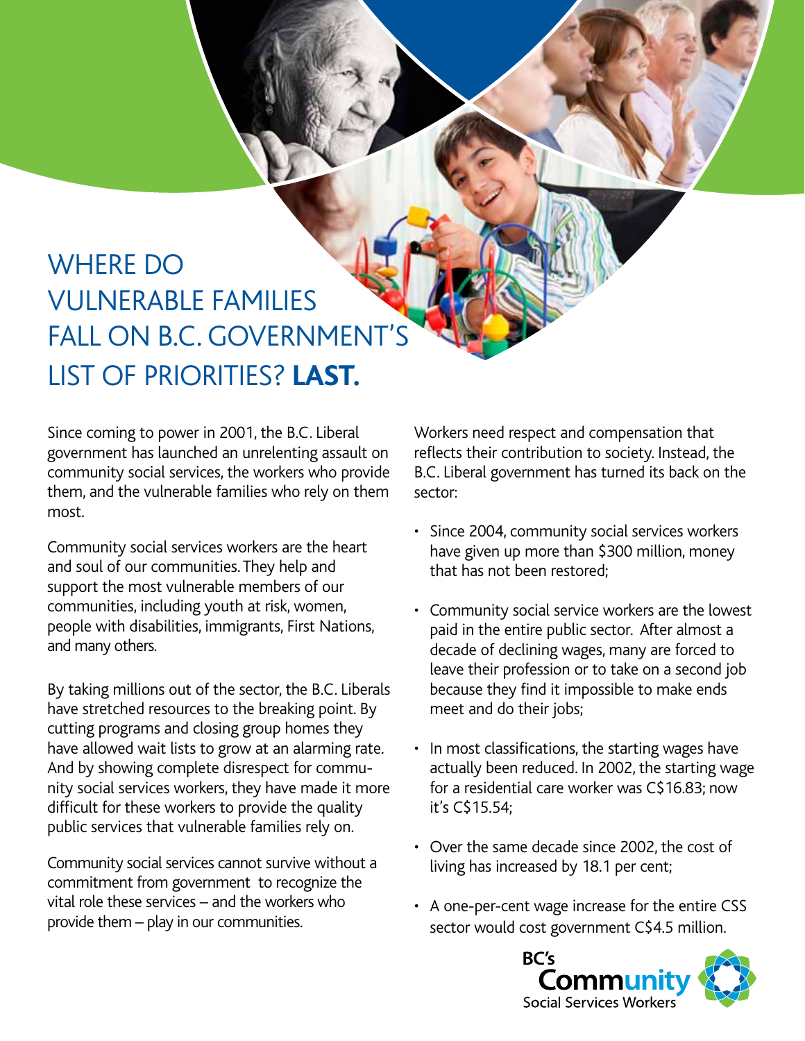# WHERE DO VULNERABLE FAMILIES FALL ON B.C. GOVERNMENT'S LIST OF PRIORITIES? **LAST.**

Since coming to power in 2001, the B.C. Liberal government has launched an unrelenting assault on community social services, the workers who provide them, and the vulnerable families who rely on them most.

Community social services workers are the heart and soul of our communities. They help and support the most vulnerable members of our communities, including youth at risk, women, people with disabilities, immigrants, First Nations, and many others.

By taking millions out of the sector, the B.C. Liberals have stretched resources to the breaking point. By cutting programs and closing group homes they have allowed wait lists to grow at an alarming rate. And by showing complete disrespect for community social services workers, they have made it more difficult for these workers to provide the quality public services that vulnerable families rely on.

Community social services cannot survive without a commitment from government to recognize the vital role these services – and the workers who provide them – play in our communities.

Workers need respect and compensation that reflects their contribution to society. Instead, the B.C. Liberal government has turned its back on the sector:

- Since 2004, community social services workers have given up more than $300 million, money that has not been restored;
- Community social service workers are the lowest paid in the entire public sector. After almost a decade of declining wages, many are forced to leave their profession or to take on a second job because they find it impossible to make ends meet and do their jobs;
- In most classifications, the starting wages have actually been reduced. In 2002, the starting wage for a residential care worker was C$16.83; now it's C$15.54;
- Over the same decade since 2002, the cost of living has increased by 18.1 per cent;
- A one-per-cent wage increase for the entire CSS sector would cost government C$4.5 million.

BC's Community Social Services Workers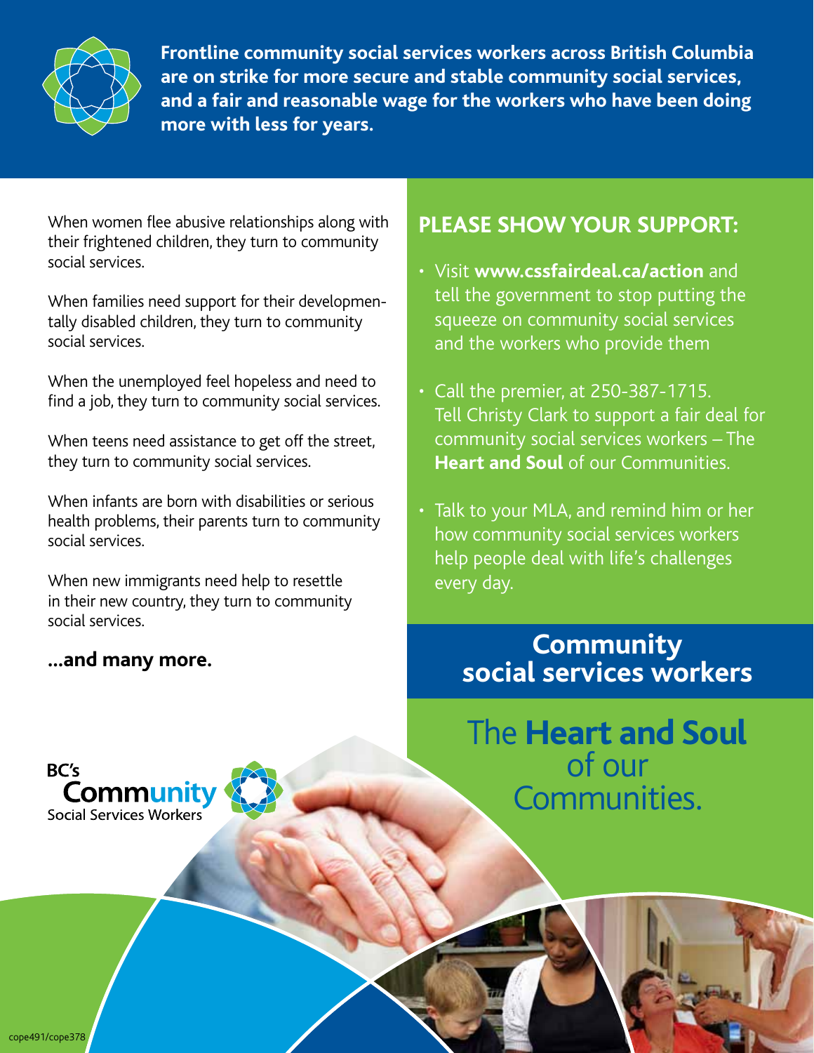**Frontline community social services workers across British Columbia are on strike for more secure and stable community social services, and a fair and reasonable wage for the workers who have been doing more with less for years.**

When women flee abusive relationships along with their frightened children, they turn to community social services.

When families need support for their developmentally disabled children, they turn to community social services.

When the unemployed feel hopeless and need to find a job, they turn to community social services.

When teens need assistance to get off the street, they turn to community social services.

When infants are born with disabilities or serious health problems, their parents turn to community social services.

When new immigrants need help to resettle in their new country, they turn to community social services.

**...and many more.**

## PLEASE SHOW YOUR SUPPORT:

- Visit **www.cssfairdeal.ca/action** and tell the government to stop putting the squeeze on community social services and the workers who provide them
- Call the premier, at 250-387-1715. Tell Christy Clark to support a fair deal for community social services workers – The **Heart and Soul** of our Communities.
- Talk to your MLA, and remind him or her how community social services workers help people deal with life's challenges every day.

## Community social services workers

The **Heart and Soul** of our Communities.

BC's Community Social Services Workers

cope491/cope378